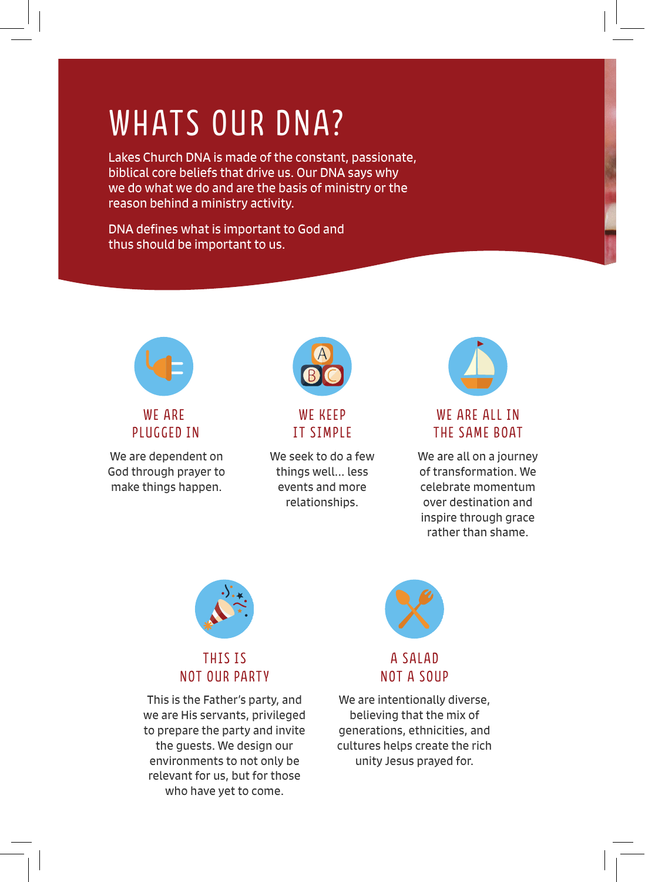# WHATS OUR DNA?

Lakes Church DNA is made of the constant, passionate, biblical core beliefs that drive us. Our DNA says why we do what we do and are the basis of ministry or the reason behind a ministry activity.

DNA defines what is important to God and thus should be important to us.

## WE ARE PLUGGED IN

We are dependent on God through prayer to make things happen.

## WE KEEP IT SIMPLE

We seek to do a few things well... less events and more relationships.

## WE ARE ALL IN THE SAME BOAT

We are all on a journey of transformation. We celebrate momentum over destination and inspire through grace rather than shame.

## THIS IS NOT OUR PARTY

This is the Father's party, and we are His servants, privileged to prepare the party and invite the guests. We design our environments to not only be relevant for us, but for those who have yet to come.

## A SALAD NOT A SOUP

We are intentionally diverse, believing that the mix of generations, ethnicities, and cultures helps create the rich unity Jesus prayed for.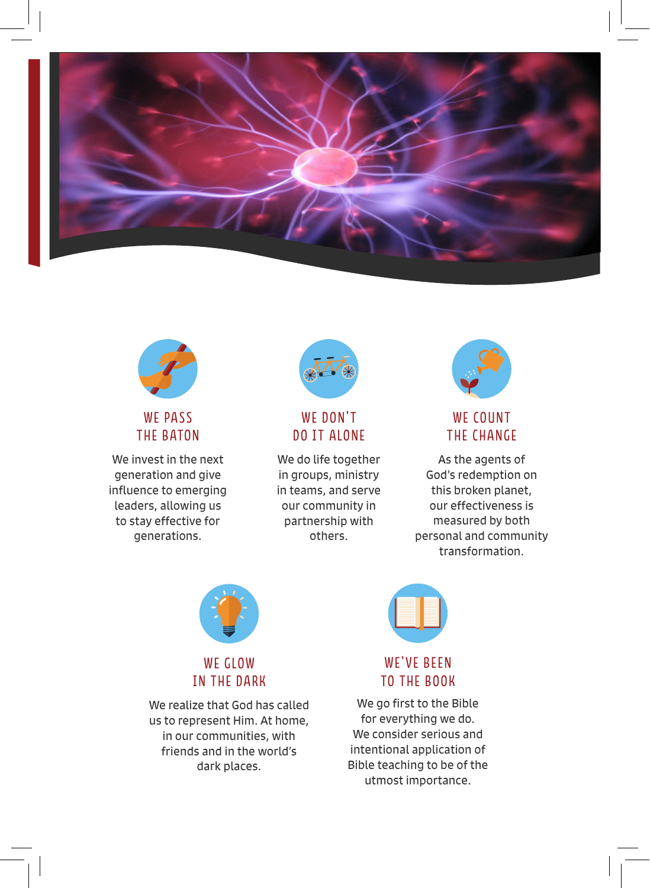## WE PASS THE BATON

We invest in the next generation and give influence to emerging leaders, allowing us to stay effective for generations.

## WE DON'T DO IT ALONE

We do life together in groups, ministry in teams, and serve our community in partnership with others.

## WE COUNT THE CHANGE

As the agents of God's redemption on this broken planet, our effectiveness is measured by both personal and community transformation.

## WE GLOW IN THE DARK

We realize that God has called us to represent Him. At home, in our communities, with friends and in the world's dark places.

## WE'VE BEEN TO THE BOOK

We go first to the Bible for everything we do. We consider serious and intentional application of Bible teaching to be of the utmost importance.